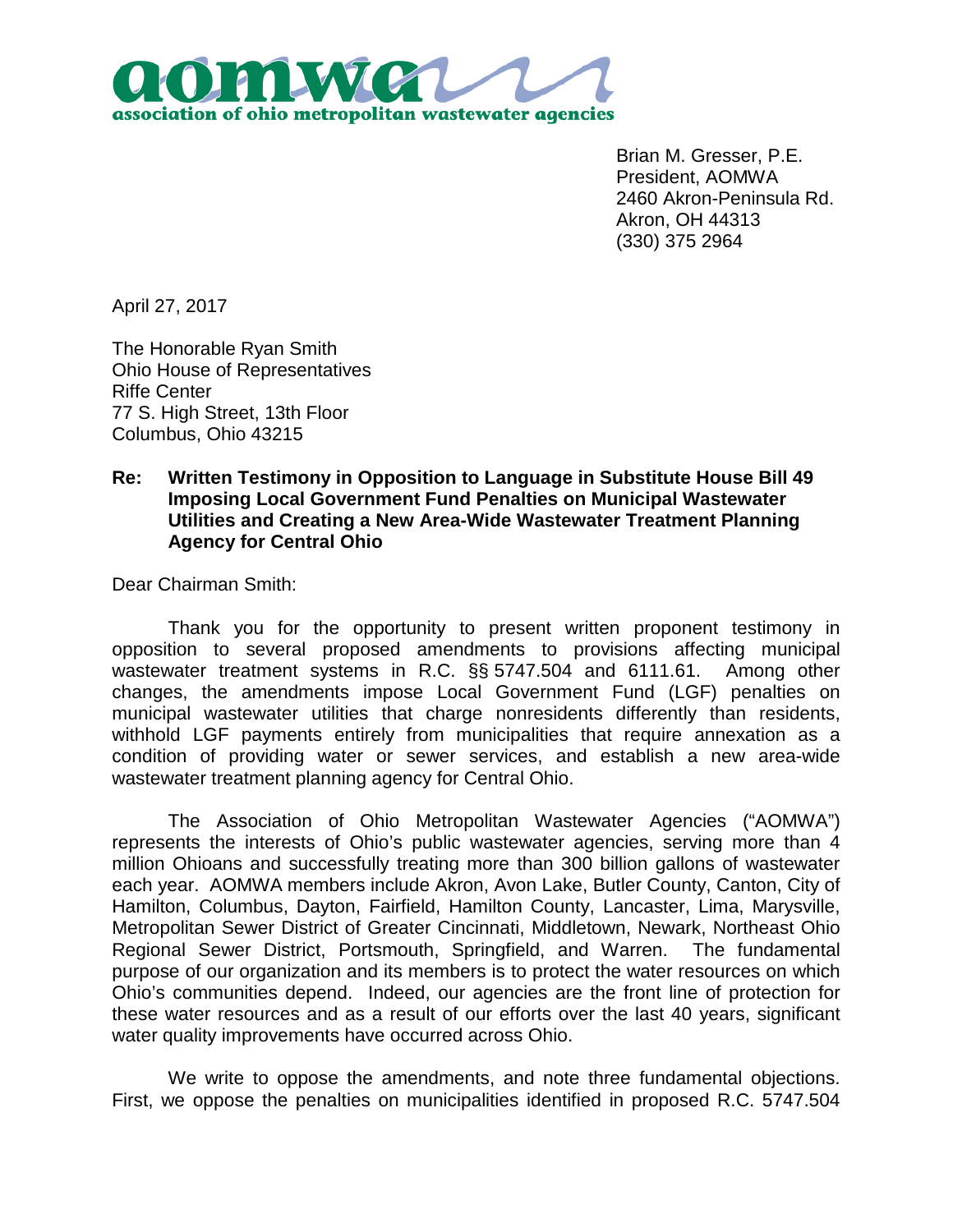**aomwa**
**association of ohio metropolitan wastewater agencies**

Brian M. Gresser, P.E.
President, AOMWA
2460 Akron-Peninsula Rd.
Akron, OH 44313
(330) 375 2964

April 27, 2017

The Honorable Ryan Smith
Ohio House of Representatives
Riffe Center
77 S. High Street, 13th Floor
Columbus, Ohio 43215

**Re: Written Testimony in Opposition to Language in Substitute House Bill 49 Imposing Local Government Fund Penalties on Municipal Wastewater Utilities and Creating a New Area-Wide Wastewater Treatment Planning Agency for Central Ohio**

Dear Chairman Smith:

Thank you for the opportunity to present written proponent testimony in opposition to several proposed amendments to provisions affecting municipal wastewater treatment systems in R.C. §§ 5747.504 and 6111.61. Among other changes, the amendments impose Local Government Fund (LGF) penalties on municipal wastewater utilities that charge nonresidents differently than residents, withhold LGF payments entirely from municipalities that require annexation as a condition of providing water or sewer services, and establish a new area-wide wastewater treatment planning agency for Central Ohio.

The Association of Ohio Metropolitan Wastewater Agencies ("AOMWA") represents the interests of Ohio's public wastewater agencies, serving more than 4 million Ohioans and successfully treating more than 300 billion gallons of wastewater each year. AOMWA members include Akron, Avon Lake, Butler County, Canton, City of Hamilton, Columbus, Dayton, Fairfield, Hamilton County, Lancaster, Lima, Marysville, Metropolitan Sewer District of Greater Cincinnati, Middletown, Newark, Northeast Ohio Regional Sewer District, Portsmouth, Springfield, and Warren. The fundamental purpose of our organization and its members is to protect the water resources on which Ohio's communities depend. Indeed, our agencies are the front line of protection for these water resources and as a result of our efforts over the last 40 years, significant water quality improvements have occurred across Ohio.

We write to oppose the amendments, and note three fundamental objections. First, we oppose the penalties on municipalities identified in proposed R.C. 5747.504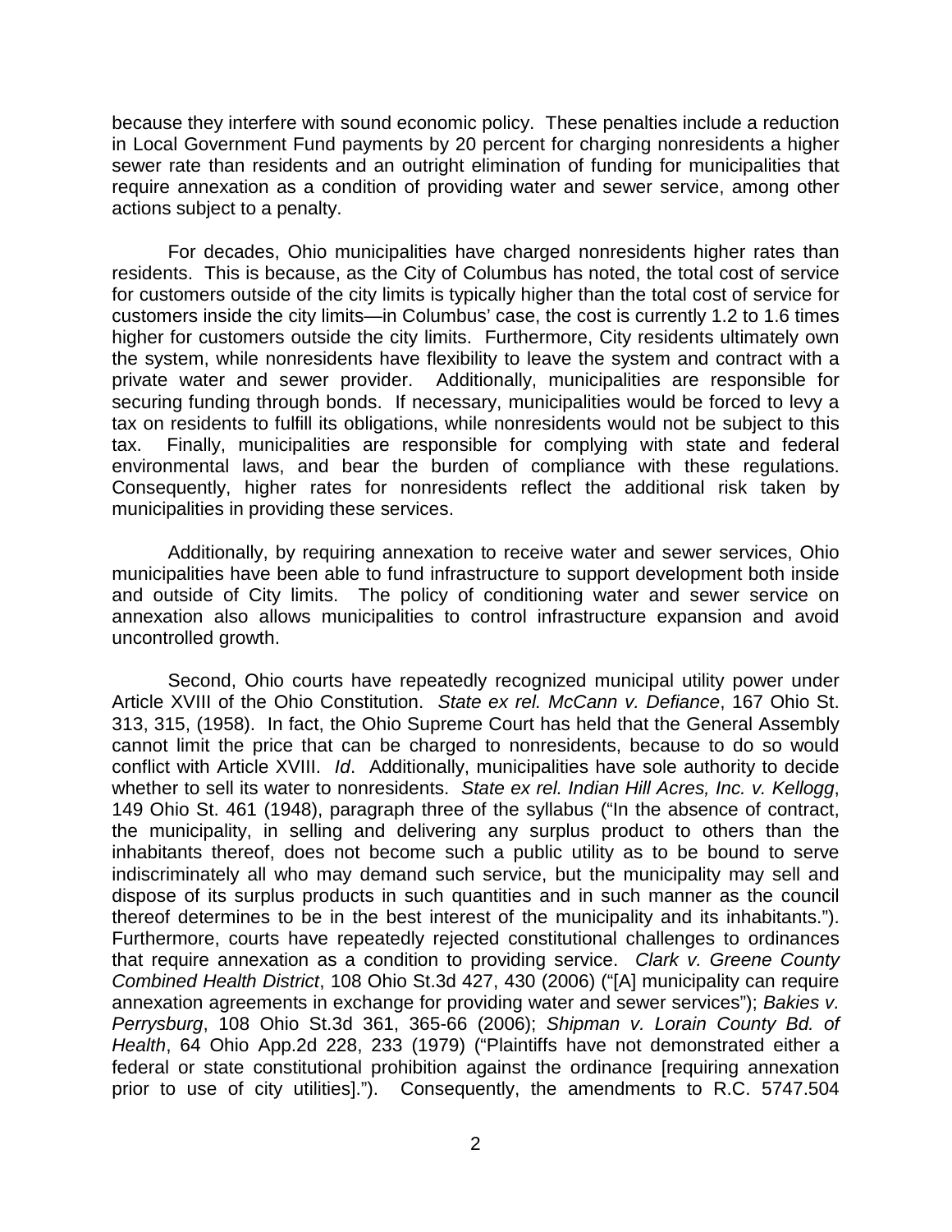because they interfere with sound economic policy. These penalties include a reduction in Local Government Fund payments by 20 percent for charging nonresidents a higher sewer rate than residents and an outright elimination of funding for municipalities that require annexation as a condition of providing water and sewer service, among other actions subject to a penalty.

For decades, Ohio municipalities have charged nonresidents higher rates than residents. This is because, as the City of Columbus has noted, the total cost of service for customers outside of the city limits is typically higher than the total cost of service for customers inside the city limits—in Columbus' case, the cost is currently 1.2 to 1.6 times higher for customers outside the city limits. Furthermore, City residents ultimately own the system, while nonresidents have flexibility to leave the system and contract with a private water and sewer provider. Additionally, municipalities are responsible for securing funding through bonds. If necessary, municipalities would be forced to levy a tax on residents to fulfill its obligations, while nonresidents would not be subject to this tax. Finally, municipalities are responsible for complying with state and federal environmental laws, and bear the burden of compliance with these regulations. Consequently, higher rates for nonresidents reflect the additional risk taken by municipalities in providing these services.

Additionally, by requiring annexation to receive water and sewer services, Ohio municipalities have been able to fund infrastructure to support development both inside and outside of City limits. The policy of conditioning water and sewer service on annexation also allows municipalities to control infrastructure expansion and avoid uncontrolled growth.

Second, Ohio courts have repeatedly recognized municipal utility power under Article XVIII of the Ohio Constitution. *State ex rel. McCann v. Defiance*, 167 Ohio St. 313, 315, (1958). In fact, the Ohio Supreme Court has held that the General Assembly cannot limit the price that can be charged to nonresidents, because to do so would conflict with Article XVIII. *Id*. Additionally, municipalities have sole authority to decide whether to sell its water to nonresidents. *State ex rel. Indian Hill Acres, Inc. v. Kellogg*, 149 Ohio St. 461 (1948), paragraph three of the syllabus ("In the absence of contract, the municipality, in selling and delivering any surplus product to others than the inhabitants thereof, does not become such a public utility as to be bound to serve indiscriminately all who may demand such service, but the municipality may sell and dispose of its surplus products in such quantities and in such manner as the council thereof determines to be in the best interest of the municipality and its inhabitants."). Furthermore, courts have repeatedly rejected constitutional challenges to ordinances that require annexation as a condition to providing service. *Clark v. Greene County Combined Health District*, 108 Ohio St.3d 427, 430 (2006) ("[A] municipality can require annexation agreements in exchange for providing water and sewer services"); *Bakies v. Perrysburg*, 108 Ohio St.3d 361, 365-66 (2006); *Shipman v. Lorain County Bd. of Health*, 64 Ohio App.2d 228, 233 (1979) ("Plaintiffs have not demonstrated either a federal or state constitutional prohibition against the ordinance [requiring annexation prior to use of city utilities]."). Consequently, the amendments to R.C. 5747.504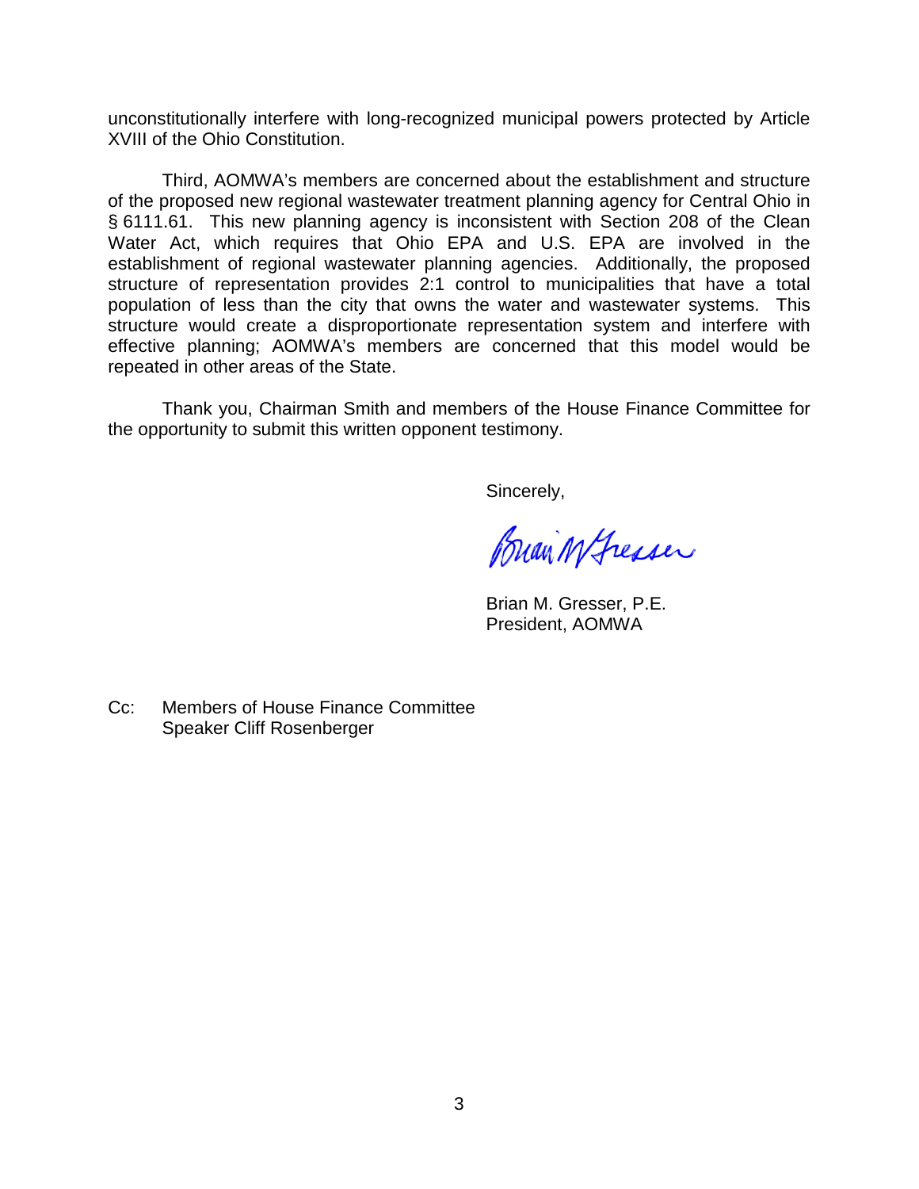unconstitutionally interfere with long-recognized municipal powers protected by Article XVIII of the Ohio Constitution.

Third, AOMWA's members are concerned about the establishment and structure of the proposed new regional wastewater treatment planning agency for Central Ohio in § 6111.61. This new planning agency is inconsistent with Section 208 of the Clean Water Act, which requires that Ohio EPA and U.S. EPA are involved in the establishment of regional wastewater planning agencies. Additionally, the proposed structure of representation provides 2:1 control to municipalities that have a total population of less than the city that owns the water and wastewater systems. This structure would create a disproportionate representation system and interfere with effective planning; AOMWA's members are concerned that this model would be repeated in other areas of the State.

Thank you, Chairman Smith and members of the House Finance Committee for the opportunity to submit this written opponent testimony.

Sincerely,

Brian M. Gresser, P.E.
President, AOMWA

Cc: Members of House Finance Committee
Speaker Cliff Rosenberger